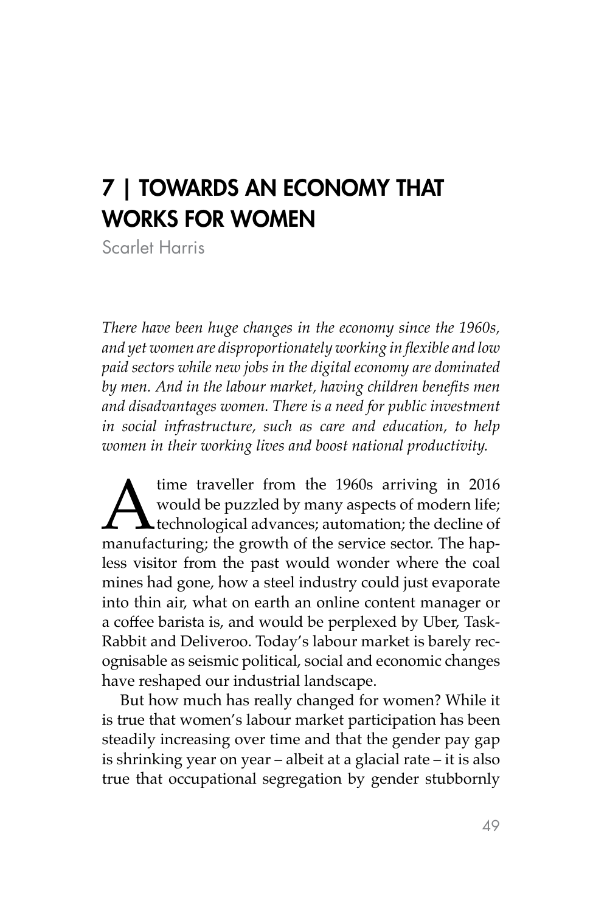# 7 | TOWARDS AN ECONOMY THAT WORKS FOR WOMEN

Scarlet Harris

*There have been huge changes in the economy since the 1960s, and yet women are disproportionately working in flexible and low paid sectors while new jobs in the digital economy are dominated by men. And in the labour market, having children benefits men and disadvantages women. There is a need for public investment in social infrastructure, such as care and education, to help women in their working lives and boost national productivity.*

A time traveller from the 1960s arriving in 2016 would be puzzled by many aspects of modern life; technological advances; automation; the decline of manufacturing; the growth of the service sector. The hapless visitor from the past would wonder where the coal mines had gone, how a steel industry could just evaporate into thin air, what on earth an online content manager or a coffee barista is, and would be perplexed by Uber, TaskRabbit and Deliveroo. Today's labour market is barely recognisable as seismic political, social and economic changes have reshaped our industrial landscape.

But how much has really changed for women? While it is true that women's labour market participation has been steadily increasing over time and that the gender pay gap is shrinking year on year – albeit at a glacial rate – it is also true that occupational segregation by gender stubbornly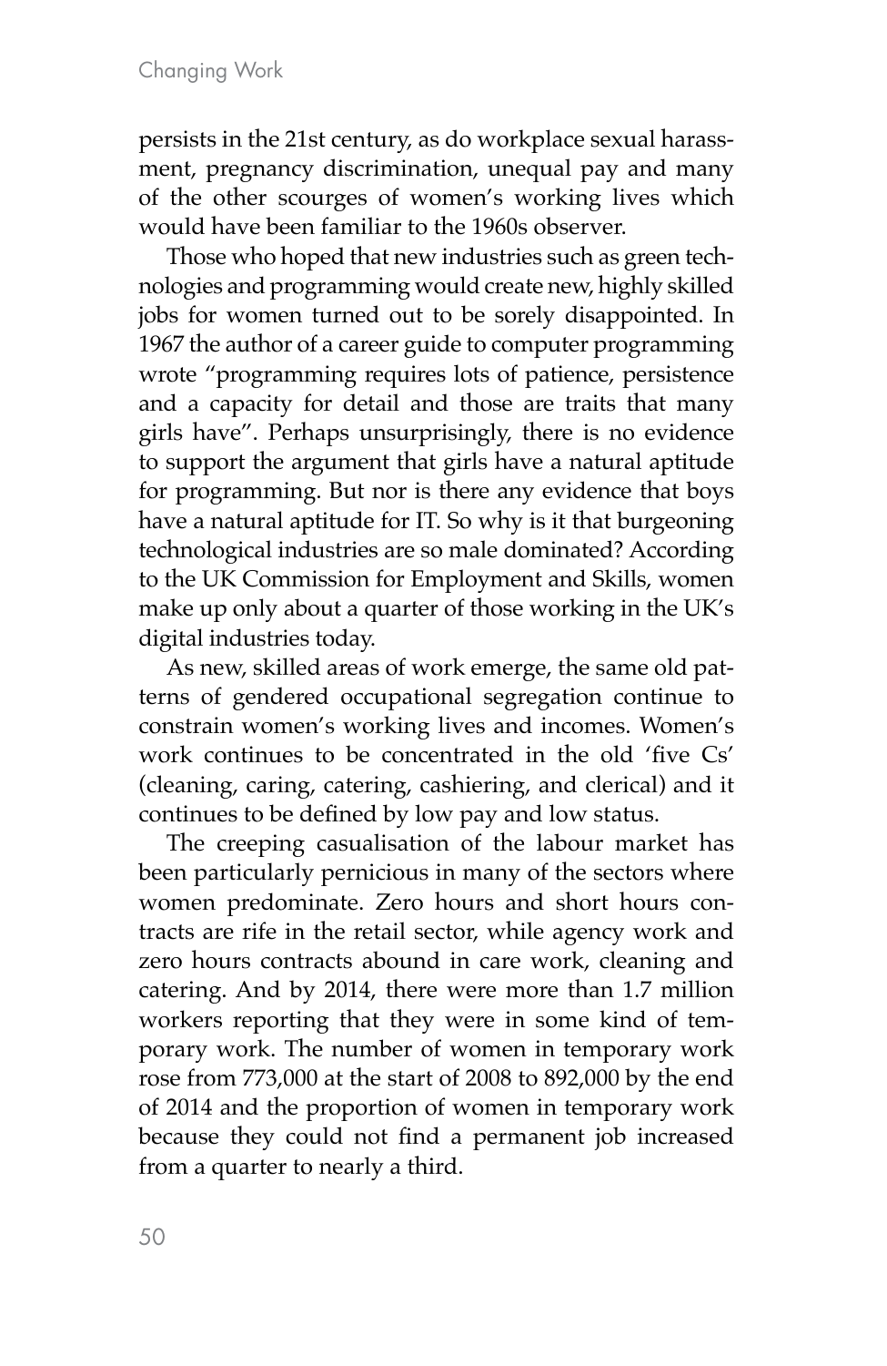persists in the 21st century, as do workplace sexual harassment, pregnancy discrimination, unequal pay and many of the other scourges of women's working lives which would have been familiar to the 1960s observer.

Those who hoped that new industries such as green technologies and programming would create new, highly skilled jobs for women turned out to be sorely disappointed. In 1967 the author of a career guide to computer programming wrote "programming requires lots of patience, persistence and a capacity for detail and those are traits that many girls have". Perhaps unsurprisingly, there is no evidence to support the argument that girls have a natural aptitude for programming. But nor is there any evidence that boys have a natural aptitude for IT. So why is it that burgeoning technological industries are so male dominated? According to the UK Commission for Employment and Skills, women make up only about a quarter of those working in the UK's digital industries today.

As new, skilled areas of work emerge, the same old patterns of gendered occupational segregation continue to constrain women's working lives and incomes. Women's work continues to be concentrated in the old 'five Cs' (cleaning, caring, catering, cashiering, and clerical) and it continues to be defined by low pay and low status.

The creeping casualisation of the labour market has been particularly pernicious in many of the sectors where women predominate. Zero hours and short hours contracts are rife in the retail sector, while agency work and zero hours contracts abound in care work, cleaning and catering. And by 2014, there were more than 1.7 million workers reporting that they were in some kind of temporary work. The number of women in temporary work rose from 773,000 at the start of 2008 to 892,000 by the end of 2014 and the proportion of women in temporary work because they could not find a permanent job increased from a quarter to nearly a third.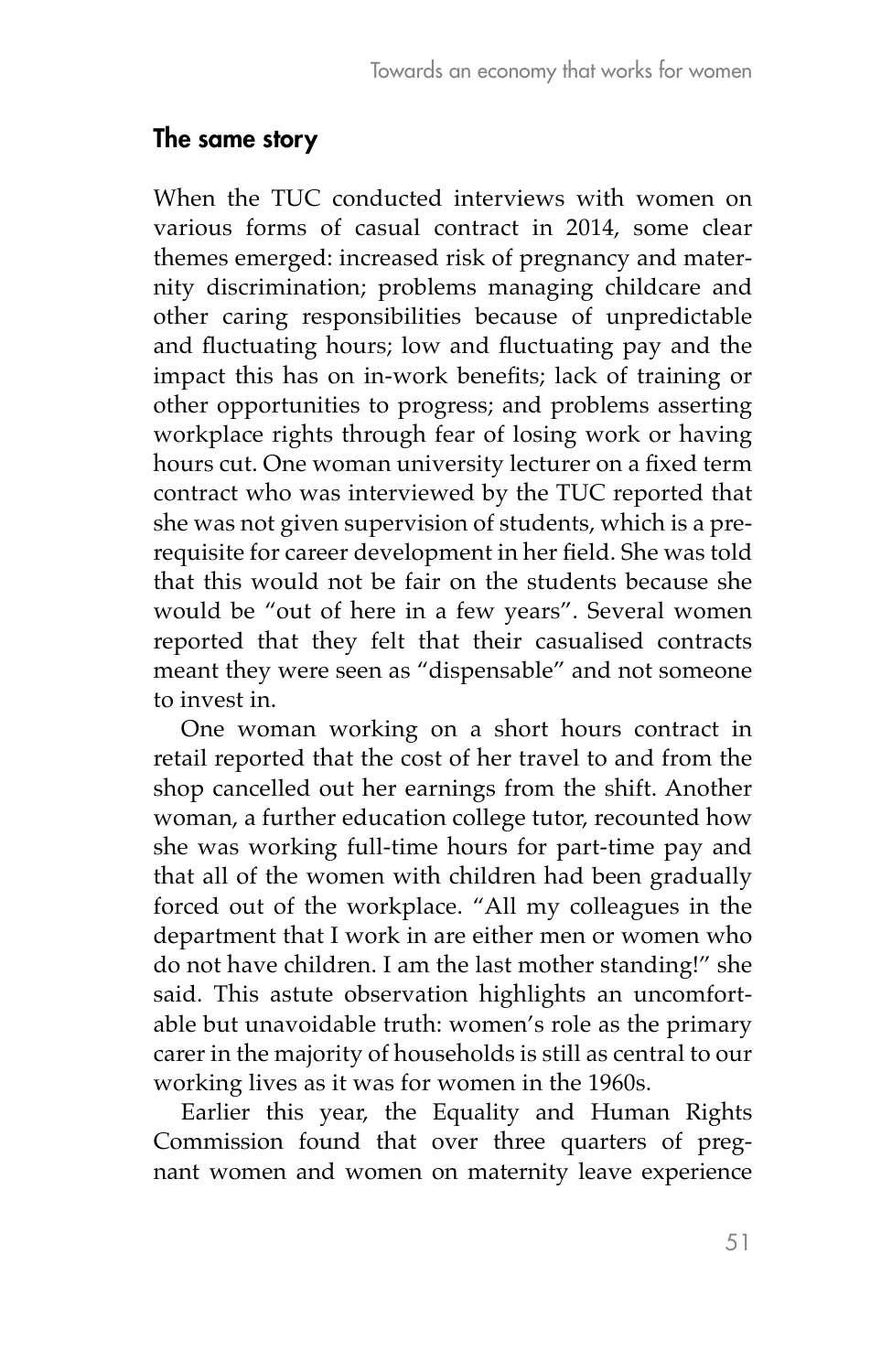## The same story

When the TUC conducted interviews with women on various forms of casual contract in 2014, some clear themes emerged: increased risk of pregnancy and maternity discrimination; problems managing childcare and other caring responsibilities because of unpredictable and fluctuating hours; low and fluctuating pay and the impact this has on in-work benefits; lack of training or other opportunities to progress; and problems asserting workplace rights through fear of losing work or having hours cut. One woman university lecturer on a fixed term contract who was interviewed by the TUC reported that she was not given supervision of students, which is a prerequisite for career development in her field. She was told that this would not be fair on the students because she would be "out of here in a few years". Several women reported that they felt that their casualised contracts meant they were seen as "dispensable" and not someone to invest in.

One woman working on a short hours contract in retail reported that the cost of her travel to and from the shop cancelled out her earnings from the shift. Another woman, a further education college tutor, recounted how she was working full-time hours for part-time pay and that all of the women with children had been gradually forced out of the workplace. "All my colleagues in the department that I work in are either men or women who do not have children. I am the last mother standing!" she said. This astute observation highlights an uncomfortable but unavoidable truth: women's role as the primary carer in the majority of households is still as central to our working lives as it was for women in the 1960s.

Earlier this year, the Equality and Human Rights Commission found that over three quarters of pregnant women and women on maternity leave experience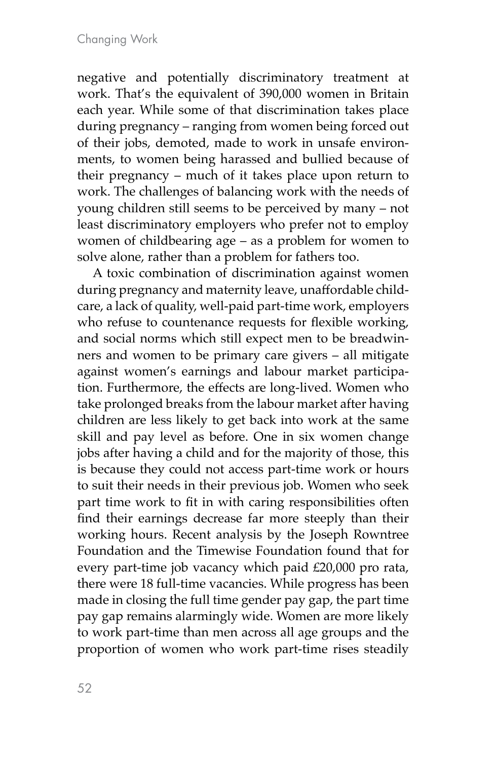negative and potentially discriminatory treatment at work. That's the equivalent of 390,000 women in Britain each year. While some of that discrimination takes place during pregnancy – ranging from women being forced out of their jobs, demoted, made to work in unsafe environments, to women being harassed and bullied because of their pregnancy – much of it takes place upon return to work. The challenges of balancing work with the needs of young children still seems to be perceived by many – not least discriminatory employers who prefer not to employ women of childbearing age – as a problem for women to solve alone, rather than a problem for fathers too.

A toxic combination of discrimination against women during pregnancy and maternity leave, unaffordable childcare, a lack of quality, well-paid part-time work, employers who refuse to countenance requests for flexible working, and social norms which still expect men to be breadwinners and women to be primary care givers – all mitigate against women's earnings and labour market participation. Furthermore, the effects are long-lived. Women who take prolonged breaks from the labour market after having children are less likely to get back into work at the same skill and pay level as before. One in six women change jobs after having a child and for the majority of those, this is because they could not access part-time work or hours to suit their needs in their previous job. Women who seek part time work to fit in with caring responsibilities often find their earnings decrease far more steeply than their working hours. Recent analysis by the Joseph Rowntree Foundation and the Timewise Foundation found that for every part-time job vacancy which paid £20,000 pro rata, there were 18 full-time vacancies. While progress has been made in closing the full time gender pay gap, the part time pay gap remains alarmingly wide. Women are more likely to work part-time than men across all age groups and the proportion of women who work part-time rises steadily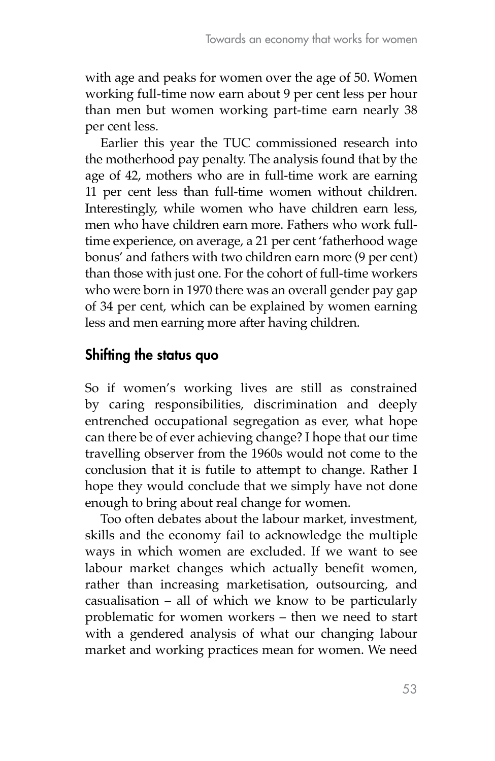with age and peaks for women over the age of 50. Women working full-time now earn about 9 per cent less per hour than men but women working part-time earn nearly 38 per cent less.

Earlier this year the TUC commissioned research into the motherhood pay penalty. The analysis found that by the age of 42, mothers who are in full-time work are earning 11 per cent less than full-time women without children. Interestingly, while women who have children earn less, men who have children earn more. Fathers who work full-time experience, on average, a 21 per cent 'fatherhood wage bonus' and fathers with two children earn more (9 per cent) than those with just one. For the cohort of full-time workers who were born in 1970 there was an overall gender pay gap of 34 per cent, which can be explained by women earning less and men earning more after having children.

## Shifting the status quo

So if women's working lives are still as constrained by caring responsibilities, discrimination and deeply entrenched occupational segregation as ever, what hope can there be of ever achieving change? I hope that our time travelling observer from the 1960s would not come to the conclusion that it is futile to attempt to change. Rather I hope they would conclude that we simply have not done enough to bring about real change for women.

Too often debates about the labour market, investment, skills and the economy fail to acknowledge the multiple ways in which women are excluded. If we want to see labour market changes which actually benefit women, rather than increasing marketisation, outsourcing, and casualisation – all of which we know to be particularly problematic for women workers – then we need to start with a gendered analysis of what our changing labour market and working practices mean for women. We need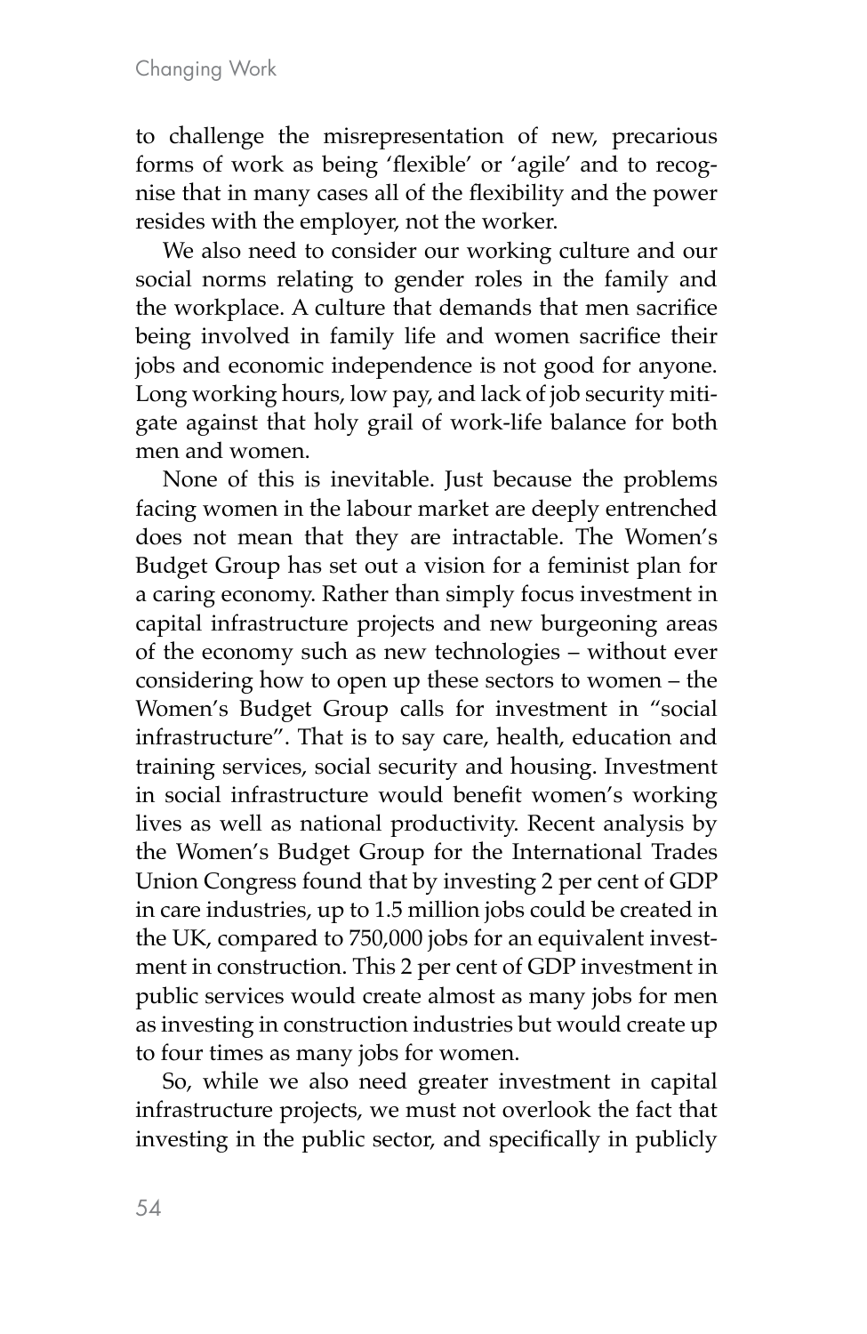to challenge the misrepresentation of new, precarious forms of work as being 'flexible' or 'agile' and to recognise that in many cases all of the flexibility and the power resides with the employer, not the worker.

We also need to consider our working culture and our social norms relating to gender roles in the family and the workplace. A culture that demands that men sacrifice being involved in family life and women sacrifice their jobs and economic independence is not good for anyone. Long working hours, low pay, and lack of job security mitigate against that holy grail of work-life balance for both men and women.

None of this is inevitable. Just because the problems facing women in the labour market are deeply entrenched does not mean that they are intractable. The Women's Budget Group has set out a vision for a feminist plan for a caring economy. Rather than simply focus investment in capital infrastructure projects and new burgeoning areas of the economy such as new technologies – without ever considering how to open up these sectors to women – the Women's Budget Group calls for investment in "social infrastructure". That is to say care, health, education and training services, social security and housing. Investment in social infrastructure would benefit women's working lives as well as national productivity. Recent analysis by the Women's Budget Group for the International Trades Union Congress found that by investing 2 per cent of GDP in care industries, up to 1.5 million jobs could be created in the UK, compared to 750,000 jobs for an equivalent investment in construction. This 2 per cent of GDP investment in public services would create almost as many jobs for men as investing in construction industries but would create up to four times as many jobs for women.

So, while we also need greater investment in capital infrastructure projects, we must not overlook the fact that investing in the public sector, and specifically in publicly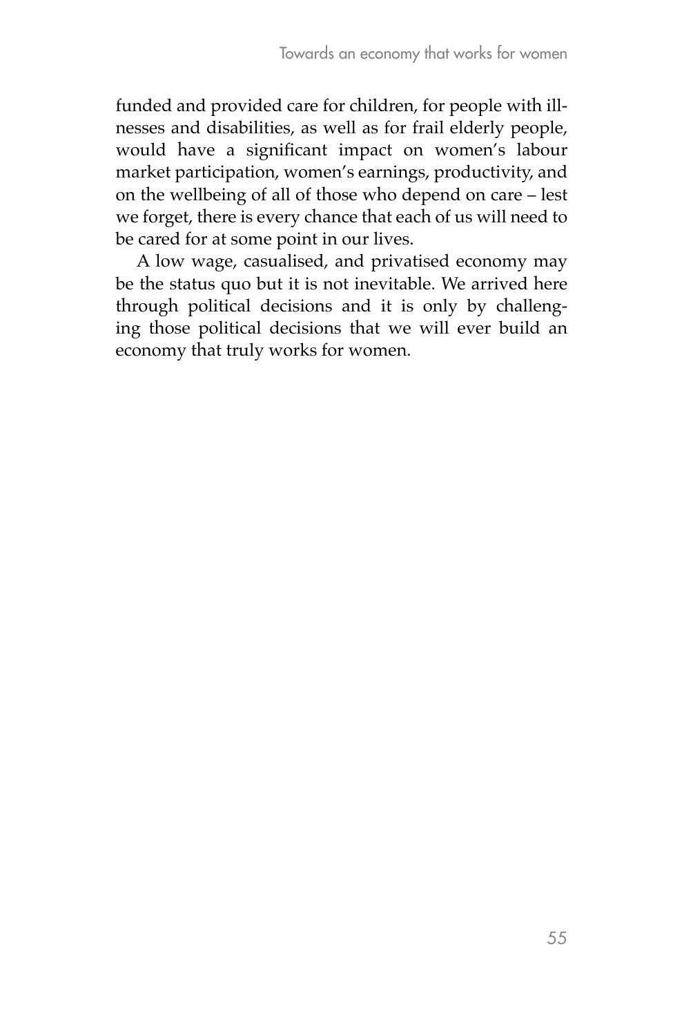funded and provided care for children, for people with illnesses and disabilities, as well as for frail elderly people, would have a significant impact on women's labour market participation, women's earnings, productivity, and on the wellbeing of all of those who depend on care – lest we forget, there is every chance that each of us will need to be cared for at some point in our lives.

A low wage, casualised, and privatised economy may be the status quo but it is not inevitable. We arrived here through political decisions and it is only by challenging those political decisions that we will ever build an economy that truly works for women.